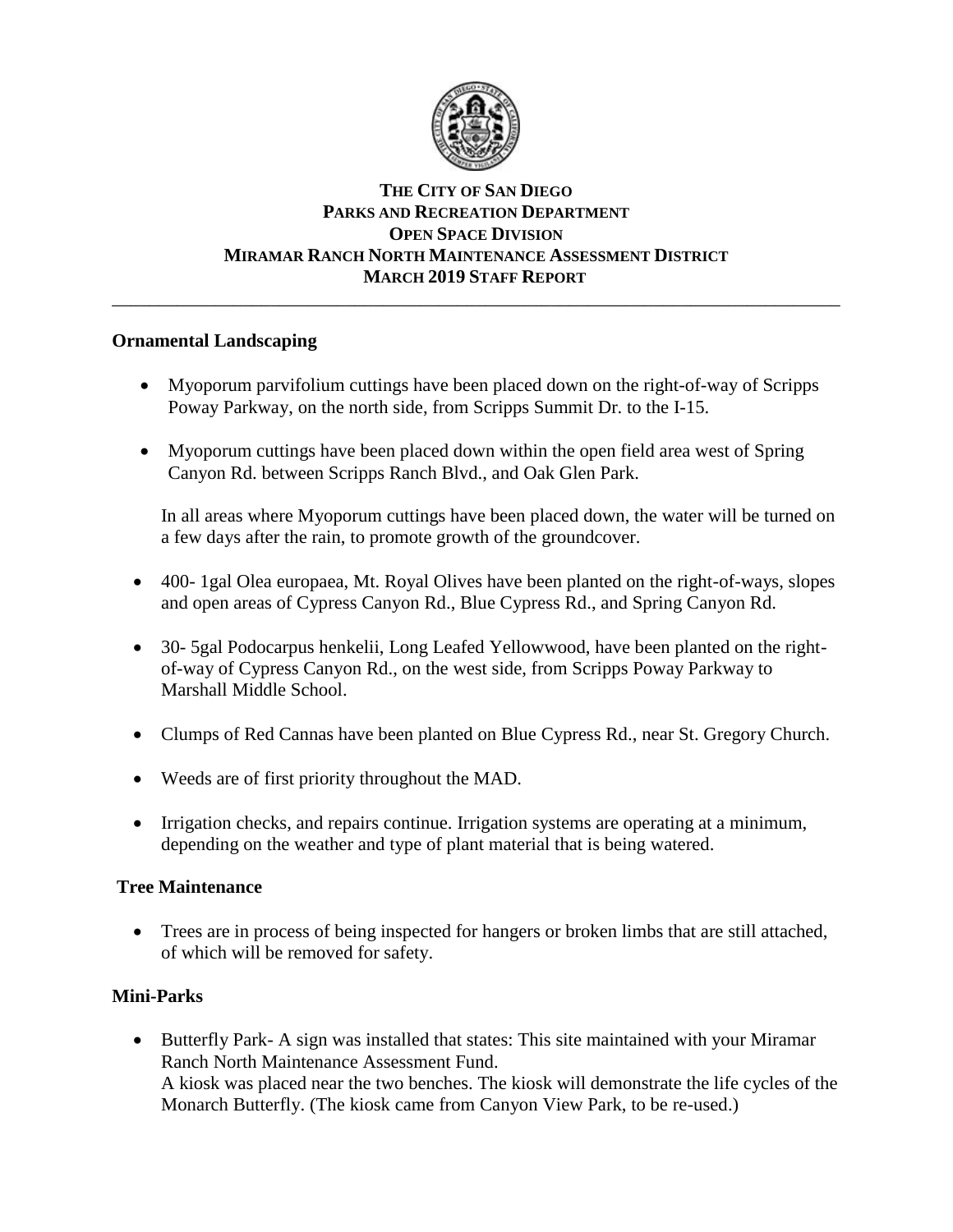**THE CITY OF SAN DIEGO**
**PARKS AND RECREATION DEPARTMENT**
**OPEN SPACE DIVISION**
**MIRAMAR RANCH NORTH MAINTENANCE ASSESSMENT DISTRICT**
**MARCH 2019 STAFF REPORT**

---

## Ornamental Landscaping

- Myoporum parvifolium cuttings have been placed down on the right-of-way of Scripps Poway Parkway, on the north side, from Scripps Summit Dr. to the I-15.
- Myoporum cuttings have been placed down within the open field area west of Spring Canyon Rd. between Scripps Ranch Blvd., and Oak Glen Park.

  In all areas where Myoporum cuttings have been placed down, the water will be turned on a few days after the rain, to promote growth of the groundcover.

- 400- 1gal Olea europaea, Mt. Royal Olives have been planted on the right-of-ways, slopes and open areas of Cypress Canyon Rd., Blue Cypress Rd., and Spring Canyon Rd.
- 30- 5gal Podocarpus henkelii, Long Leafed Yellowwood, have been planted on the right-of-way of Cypress Canyon Rd., on the west side, from Scripps Poway Parkway to Marshall Middle School.
- Clumps of Red Cannas have been planted on Blue Cypress Rd., near St. Gregory Church.
- Weeds are of first priority throughout the MAD.
- Irrigation checks, and repairs continue. Irrigation systems are operating at a minimum, depending on the weather and type of plant material that is being watered.

## Tree Maintenance

- Trees are in process of being inspected for hangers or broken limbs that are still attached, of which will be removed for safety.

## Mini-Parks

- Butterfly Park- A sign was installed that states: This site maintained with your Miramar Ranch North Maintenance Assessment Fund.
  A kiosk was placed near the two benches. The kiosk will demonstrate the life cycles of the Monarch Butterfly. (The kiosk came from Canyon View Park, to be re-used.)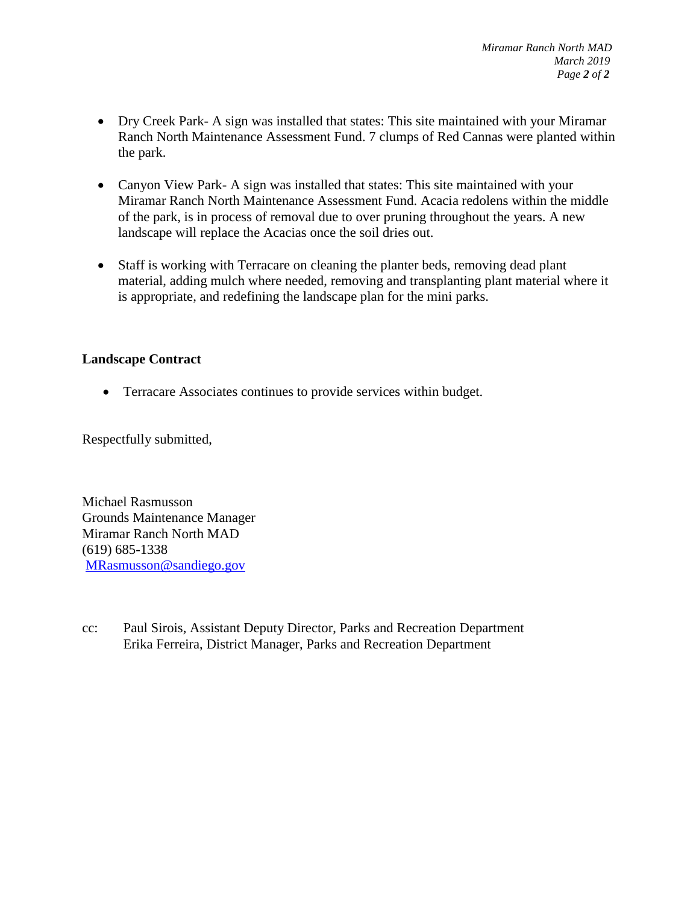- Dry Creek Park- A sign was installed that states: This site maintained with your Miramar Ranch North Maintenance Assessment Fund. 7 clumps of Red Cannas were planted within the park.

- Canyon View Park- A sign was installed that states: This site maintained with your Miramar Ranch North Maintenance Assessment Fund. Acacia redolens within the middle of the park, is in process of removal due to over pruning throughout the years. A new landscape will replace the Acacias once the soil dries out.

- Staff is working with Terracare on cleaning the planter beds, removing dead plant material, adding mulch where needed, removing and transplanting plant material where it is appropriate, and redefining the landscape plan for the mini parks.

**Landscape Contract**

- Terracare Associates continues to provide services within budget.

Respectfully submitted,

Michael Rasmusson
Grounds Maintenance Manager
Miramar Ranch North MAD
(619) 685-1338
MRasmusson@sandiego.gov

cc: Paul Sirois, Assistant Deputy Director, Parks and Recreation Department
Erika Ferreira, District Manager, Parks and Recreation Department